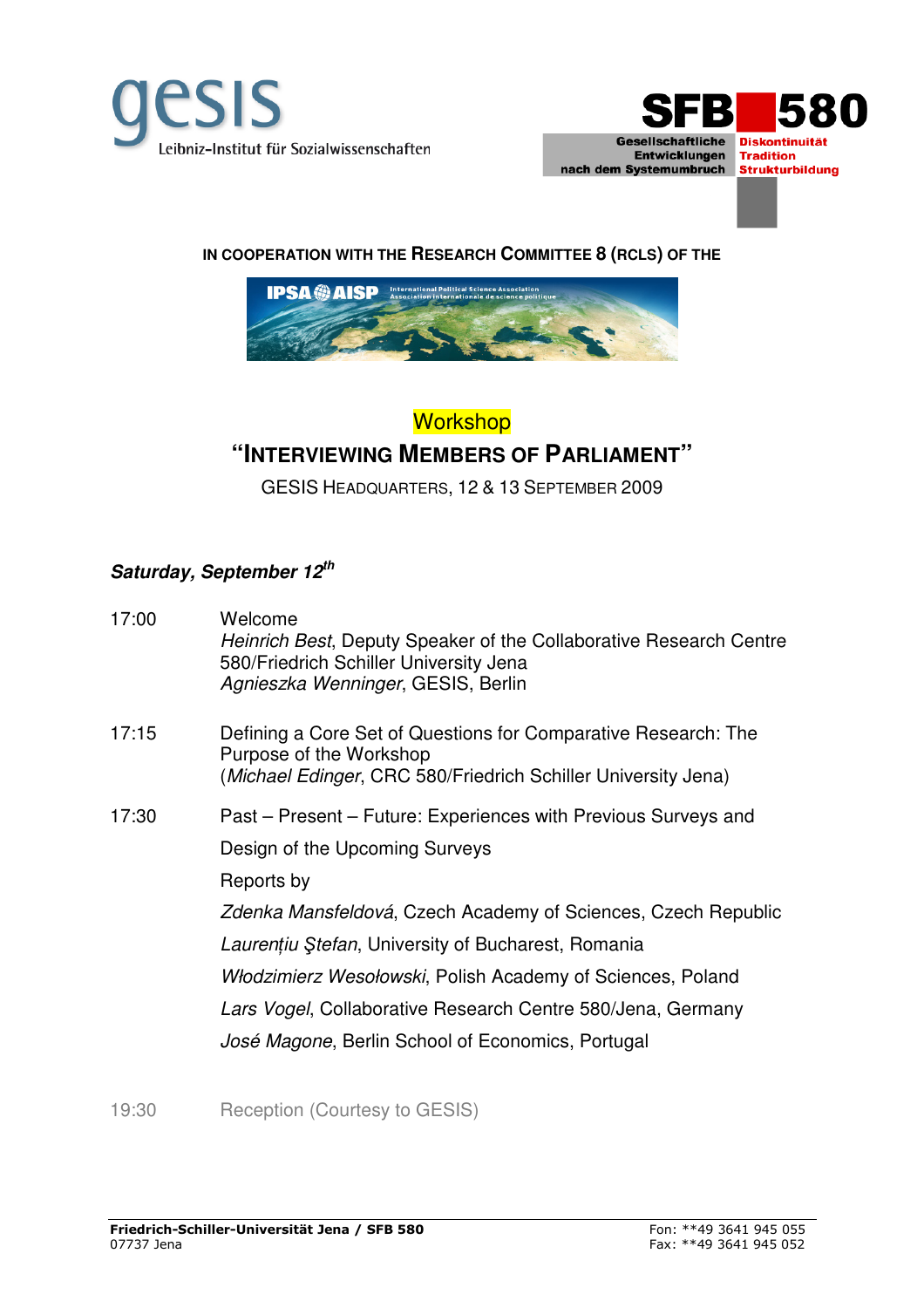gesis
Leibniz-Institut für Sozialwissenschaften

SFB 580
Gesellschaftliche Entwicklungen nach dem Systemumbruch
Diskontinuität Tradition Strukturbildung

IN COOPERATION WITH THE RESEARCH COMMITTEE 8 (RCLS) OF THE

IPSA AISP International Political Science Association / Association internationale de science politique

# Workshop

## "INTERVIEWING MEMBERS OF PARLIAMENT"

GESIS HEADQUARTERS, 12 & 13 SEPTEMBER 2009

### *Saturday, September 12th*

17:00 Welcome
*Heinrich Best*, Deputy Speaker of the Collaborative Research Centre 580/Friedrich Schiller University Jena
*Agnieszka Wenninger*, GESIS, Berlin

17:15 Defining a Core Set of Questions for Comparative Research: The Purpose of the Workshop
(*Michael Edinger*, CRC 580/Friedrich Schiller University Jena)

17:30 Past – Present – Future: Experiences with Previous Surveys and Design of the Upcoming Surveys
Reports by
*Zdenka Mansfeldová*, Czech Academy of Sciences, Czech Republic
*Laurențiu Ştefan*, University of Bucharest, Romania
*Włodzimierz Wesołowski*, Polish Academy of Sciences, Poland
*Lars Vogel*, Collaborative Research Centre 580/Jena, Germany
*José Magone*, Berlin School of Economics, Portugal

19:30 Reception (Courtesy to GESIS)

**Friedrich-Schiller-Universität Jena / SFB 580**
07737 Jena

Fon: **49 3641 945 055
Fax: **49 3641 945 052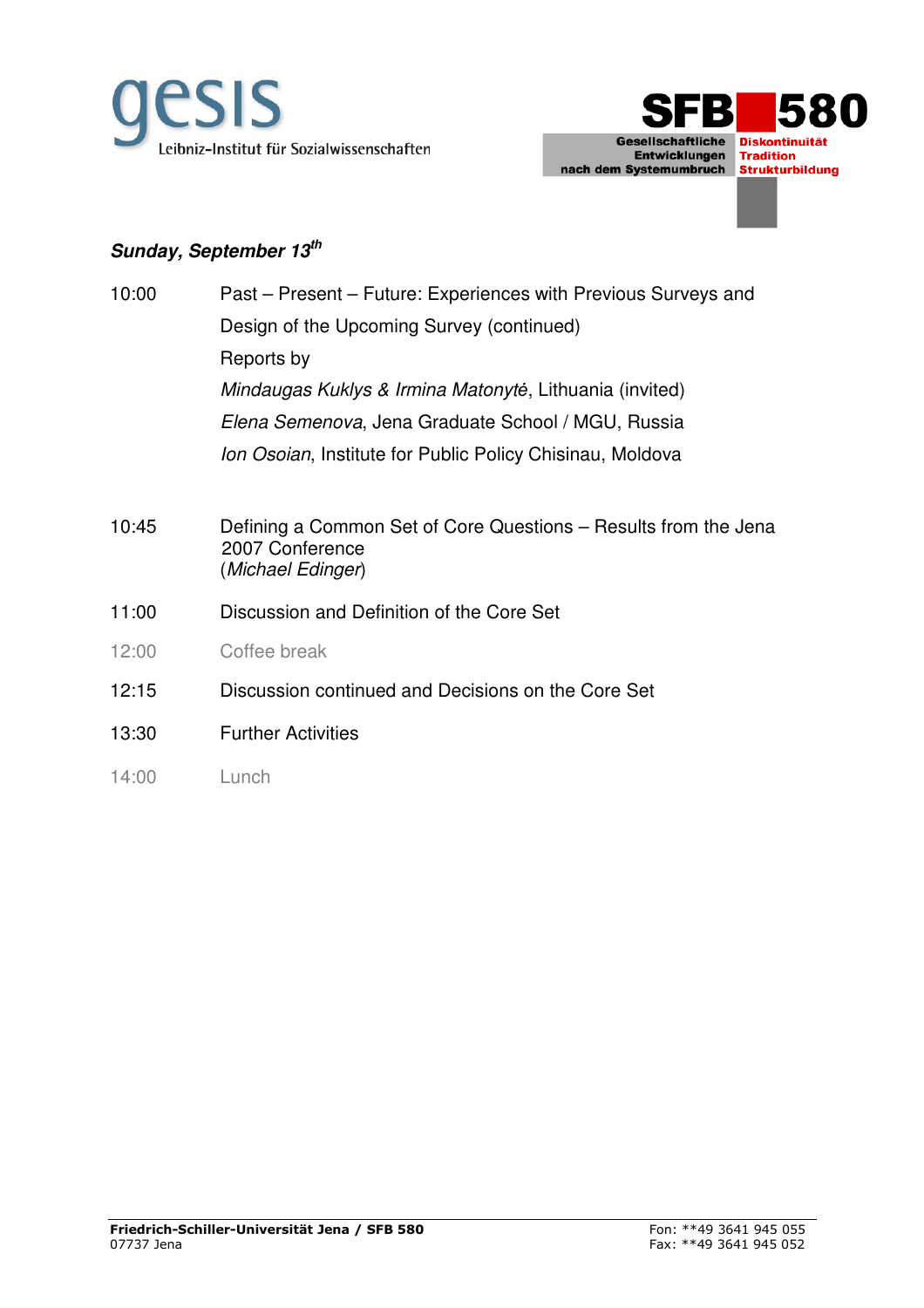gesis Leibniz-Institut für Sozialwissenschaften

SFB 580 Gesellschaftliche Entwicklungen nach dem Systemumbruch Diskontinuität Tradition Strukturbildung

***Sunday, September 13th***

| | |
|---|---|
| 10:00 | Past – Present – Future: Experiences with Previous Surveys and Design of the Upcoming Survey (continued) <br> Reports by <br> *Mindaugas Kuklys & Irmina Matonytė*, Lithuania (invited) <br> *Elena Semenova*, Jena Graduate School / MGU, Russia <br> *Ion Osoian*, Institute for Public Policy Chisinau, Moldova |
| 10:45 | Defining a Common Set of Core Questions – Results from the Jena 2007 Conference <br> (*Michael Edinger*) |
| 11:00 | Discussion and Definition of the Core Set |
| 12:00 | Coffee break |
| 12:15 | Discussion continued and Decisions on the Core Set |
| 13:30 | Further Activities |
| 14:00 | Lunch |

**Friedrich-Schiller-Universität Jena / SFB 580**
07737 Jena

Fon: **49 3641 945 055
Fax: **49 3641 945 052